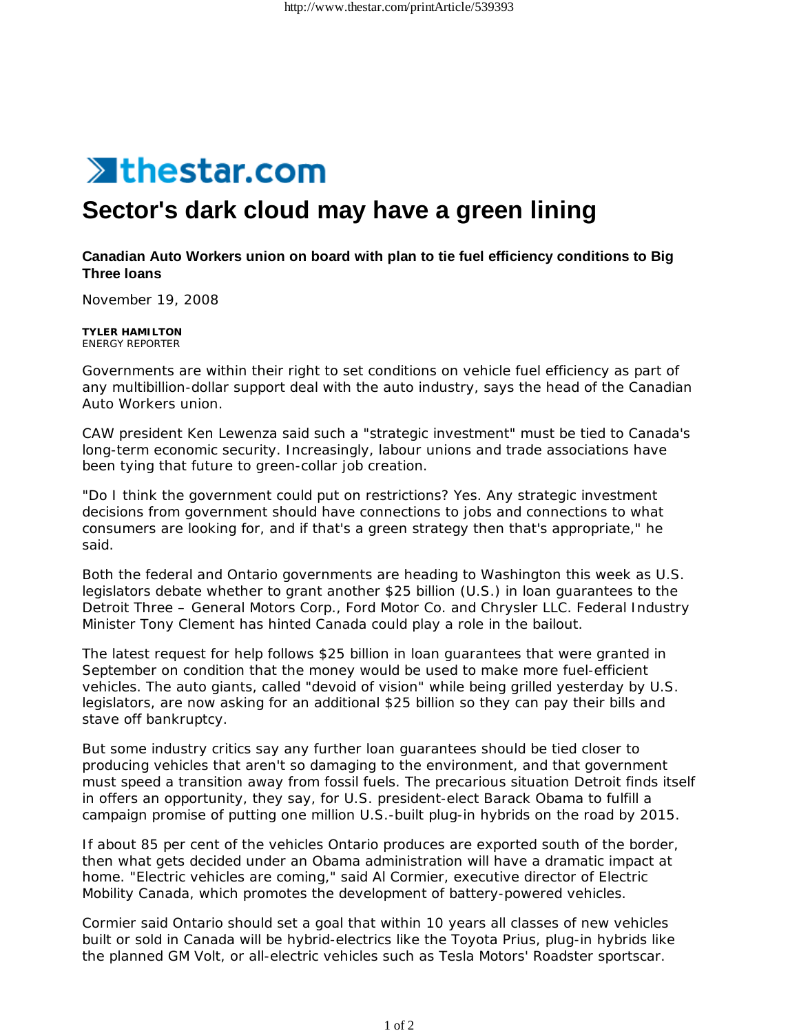thestar.com

# Sector's dark cloud may have a green lining

**Canadian Auto Workers union on board with plan to tie fuel efficiency conditions to Big Three loans**

November 19, 2008

**TYLER HAMILTON**
ENERGY REPORTER

Governments are within their right to set conditions on vehicle fuel efficiency as part of any multibillion-dollar support deal with the auto industry, says the head of the Canadian Auto Workers union.

CAW president Ken Lewenza said such a "strategic investment" must be tied to Canada's long-term economic security. Increasingly, labour unions and trade associations have been tying that future to green-collar job creation.

"Do I think the government could put on restrictions? Yes. Any strategic investment decisions from government should have connections to jobs and connections to what consumers are looking for, and if that's a green strategy then that's appropriate," he said.

Both the federal and Ontario governments are heading to Washington this week as U.S. legislators debate whether to grant another $25 billion (U.S.) in loan guarantees to the Detroit Three – General Motors Corp., Ford Motor Co. and Chrysler LLC. Federal Industry Minister Tony Clement has hinted Canada could play a role in the bailout.

The latest request for help follows $25 billion in loan guarantees that were granted in September on condition that the money would be used to make more fuel-efficient vehicles. The auto giants, called "devoid of vision" while being grilled yesterday by U.S. legislators, are now asking for an additional $25 billion so they can pay their bills and stave off bankruptcy.

But some industry critics say any further loan guarantees should be tied closer to producing vehicles that aren't so damaging to the environment, and that government must speed a transition away from fossil fuels. The precarious situation Detroit finds itself in offers an opportunity, they say, for U.S. president-elect Barack Obama to fulfill a campaign promise of putting one million U.S.-built plug-in hybrids on the road by 2015.

If about 85 per cent of the vehicles Ontario produces are exported south of the border, then what gets decided under an Obama administration will have a dramatic impact at home. "Electric vehicles are coming," said Al Cormier, executive director of Electric Mobility Canada, which promotes the development of battery-powered vehicles.

Cormier said Ontario should set a goal that within 10 years all classes of new vehicles built or sold in Canada will be hybrid-electrics like the Toyota Prius, plug-in hybrids like the planned GM Volt, or all-electric vehicles such as Tesla Motors' Roadster sportscar.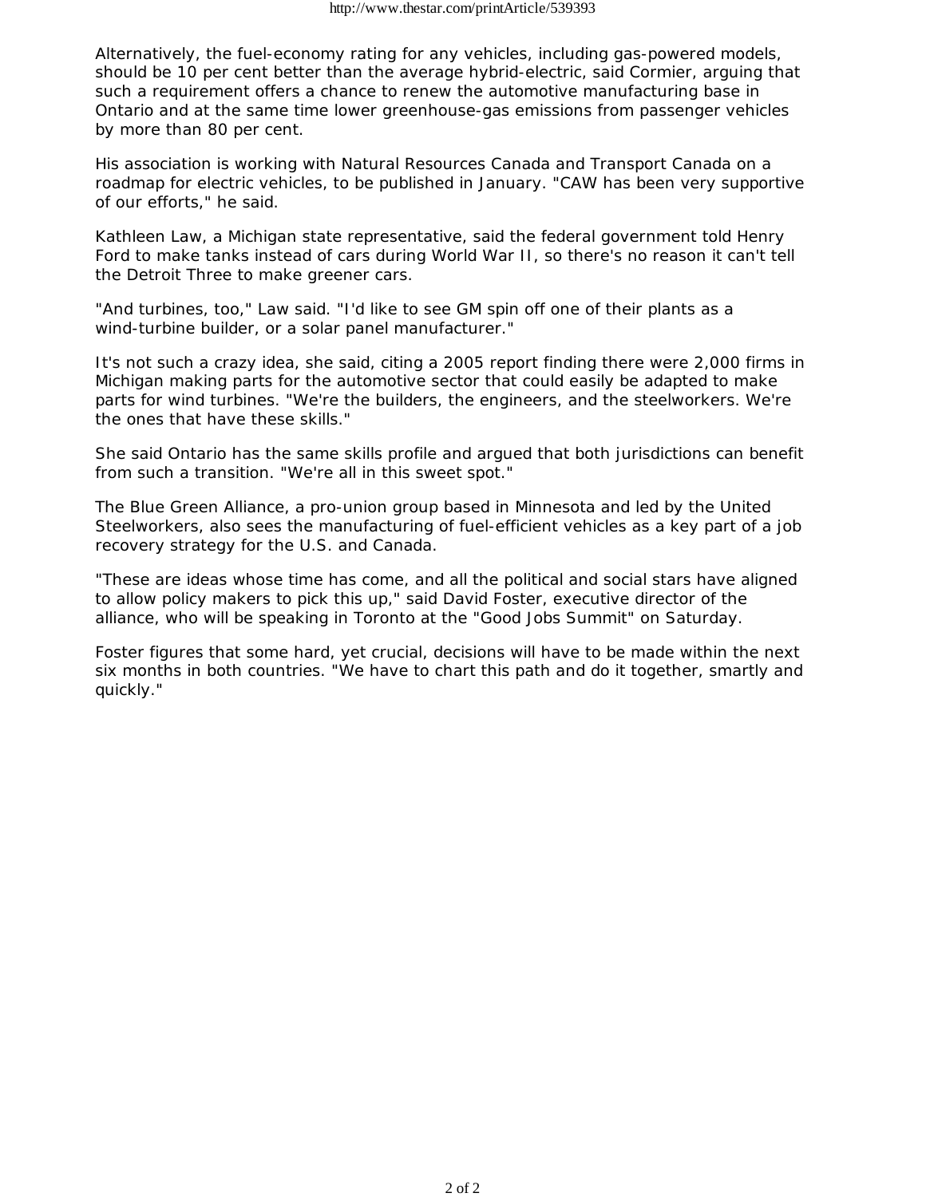Alternatively, the fuel-economy rating for any vehicles, including gas-powered models, should be 10 per cent better than the average hybrid-electric, said Cormier, arguing that such a requirement offers a chance to renew the automotive manufacturing base in Ontario and at the same time lower greenhouse-gas emissions from passenger vehicles by more than 80 per cent.

His association is working with Natural Resources Canada and Transport Canada on a roadmap for electric vehicles, to be published in January. "CAW has been very supportive of our efforts," he said.

Kathleen Law, a Michigan state representative, said the federal government told Henry Ford to make tanks instead of cars during World War II, so there's no reason it can't tell the Detroit Three to make greener cars.

"And turbines, too," Law said. "I'd like to see GM spin off one of their plants as a wind-turbine builder, or a solar panel manufacturer."

It's not such a crazy idea, she said, citing a 2005 report finding there were 2,000 firms in Michigan making parts for the automotive sector that could easily be adapted to make parts for wind turbines. "We're the builders, the engineers, and the steelworkers. We're the ones that have these skills."

She said Ontario has the same skills profile and argued that both jurisdictions can benefit from such a transition. "We're all in this sweet spot."

The Blue Green Alliance, a pro-union group based in Minnesota and led by the United Steelworkers, also sees the manufacturing of fuel-efficient vehicles as a key part of a job recovery strategy for the U.S. and Canada.

"These are ideas whose time has come, and all the political and social stars have aligned to allow policy makers to pick this up," said David Foster, executive director of the alliance, who will be speaking in Toronto at the "Good Jobs Summit" on Saturday.

Foster figures that some hard, yet crucial, decisions will have to be made within the next six months in both countries. "We have to chart this path and do it together, smartly and quickly."